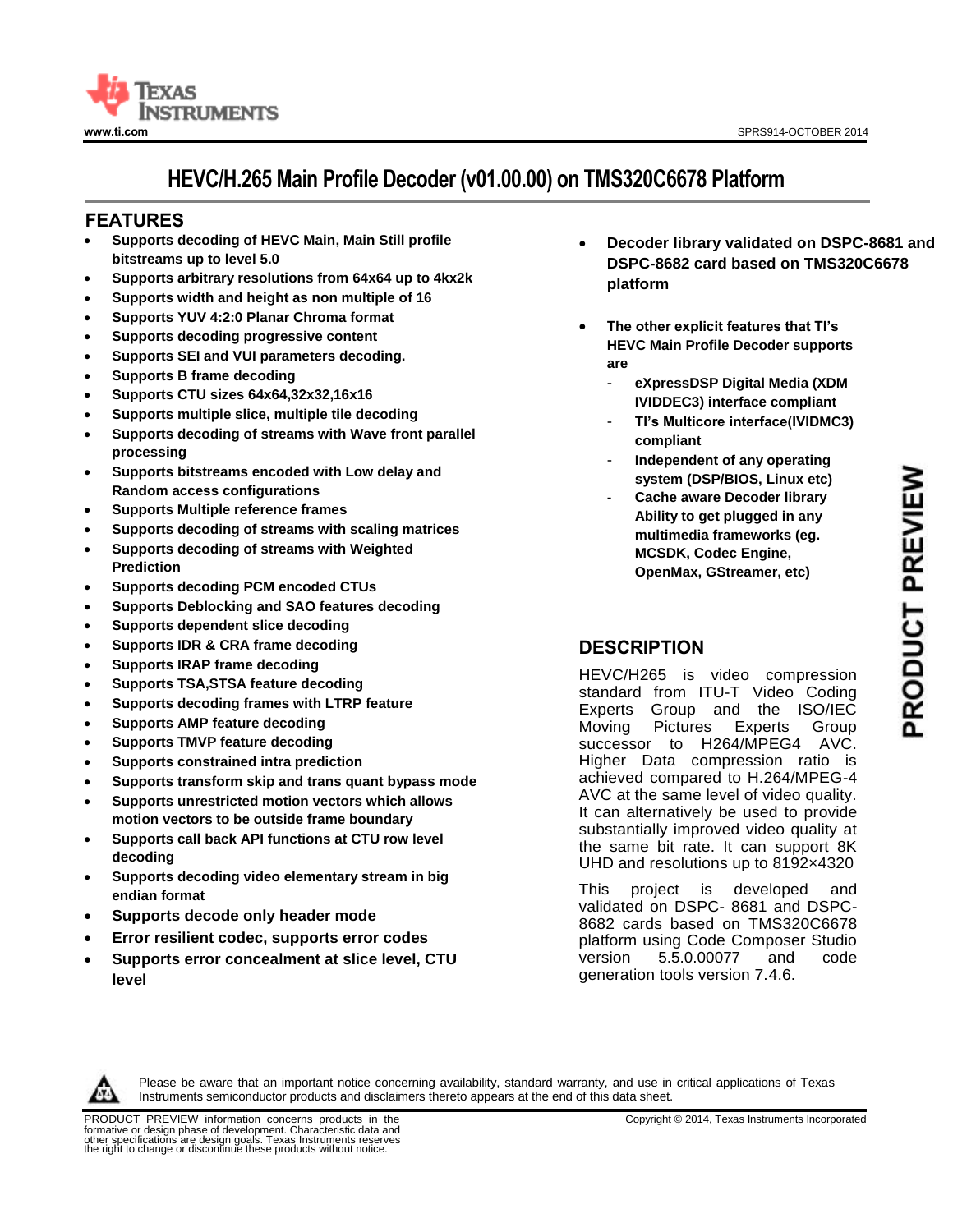# HEVC/H.265 Main Profile Decoder (v01.00.00) on TMS320C6678 Platform

## FEATURES

- **Supports decoding of HEVC Main, Main Still profile bitstreams up to level 5.0**
- **Supports arbitrary resolutions from 64x64 up to 4kx2k**
- **Supports width and height as non multiple of 16**
- **Supports YUV 4:2:0 Planar Chroma format**
- **Supports decoding progressive content**
- **Supports SEI and VUI parameters decoding.**
- **Supports B frame decoding**
- **Supports CTU sizes 64x64,32x32,16x16**
- **Supports multiple slice, multiple tile decoding**
- **Supports decoding of streams with Wave front parallel processing**
- **Supports bitstreams encoded with Low delay and Random access configurations**
- **Supports Multiple reference frames**
- **Supports decoding of streams with scaling matrices**
- **Supports decoding of streams with Weighted Prediction**
- **Supports decoding PCM encoded CTUs**
- **Supports Deblocking and SAO features decoding**
- **Supports dependent slice decoding**
- **Supports IDR & CRA frame decoding**
- **Supports IRAP frame decoding**
- **Supports TSA,STSA feature decoding**
- **Supports decoding frames with LTRP feature**
- **Supports AMP feature decoding**
- **Supports TMVP feature decoding**
- **Supports constrained intra prediction**
- **Supports transform skip and trans quant bypass mode**
- **Supports unrestricted motion vectors which allows motion vectors to be outside frame boundary**
- **Supports call back API functions at CTU row level decoding**
- **Supports decoding video elementary stream in big endian format**
- **Supports decode only header mode**
- **Error resilient codec, supports error codes**
- **Supports error concealment at slice level, CTU level**
- **Decoder library validated on DSPC-8681 and DSPC-8682 card based on TMS320C6678 platform**
- **The other explicit features that TI's HEVC Main Profile Decoder supports are**
  - **eXpressDSP Digital Media (XDM IVIDDEC3) interface compliant**
  - **TI's Multicore interface(IVIDMC3) compliant**
  - **Independent of any operating system (DSP/BIOS, Linux etc)**
  - **Cache aware Decoder library Ability to get plugged in any multimedia frameworks (eg. MCSDK, Codec Engine, OpenMax, GStreamer, etc)**

## DESCRIPTION

HEVC/H265 is video compression standard from ITU-T Video Coding Experts Group and the ISO/IEC Moving Pictures Experts Group successor to H264/MPEG4 AVC. Higher Data compression ratio is achieved compared to H.264/MPEG-4 AVC at the same level of video quality. It can alternatively be used to provide substantially improved video quality at the same bit rate. It can support 8K UHD and resolutions up to 8192×4320

This project is developed and validated on DSPC- 8681 and DSPC-8682 cards based on TMS320C6678 platform using Code Composer Studio version 5.5.0.00077 and code generation tools version 7.4.6.

Please be aware that an important notice concerning availability, standard warranty, and use in critical applications of Texas Instruments semiconductor products and disclaimers thereto appears at the end of this data sheet.

PRODUCT PREVIEW information concerns products in the formative or design phase of development. Characteristic data and other specifications are design goals. Texas Instruments reserves the right to change or discontinue these products without notice.

Copyright © 2014, Texas Instruments Incorporated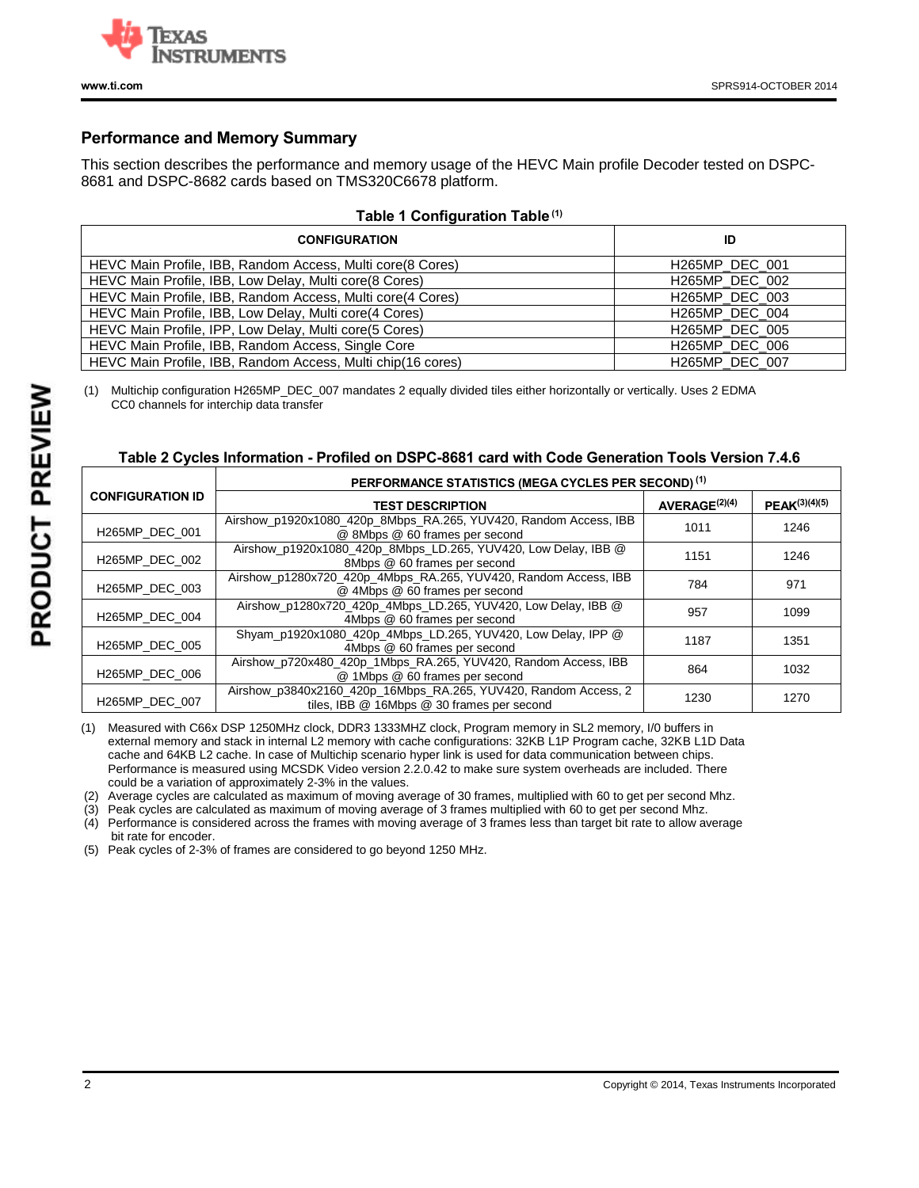## Performance and Memory Summary

This section describes the performance and memory usage of the HEVC Main profile Decoder tested on DSPC-8681 and DSPC-8682 cards based on TMS320C6678 platform.

**Table 1 Configuration Table (1)**

| CONFIGURATION | ID |
|---|---|
| HEVC Main Profile, IBB, Random Access, Multi core(8 Cores) | H265MP_DEC_001 |
| HEVC Main Profile, IBB, Low Delay, Multi core(8 Cores) | H265MP_DEC_002 |
| HEVC Main Profile, IBB, Random Access, Multi core(4 Cores) | H265MP_DEC_003 |
| HEVC Main Profile, IBB, Low Delay, Multi core(4 Cores) | H265MP_DEC_004 |
| HEVC Main Profile, IPP, Low Delay, Multi core(5 Cores) | H265MP_DEC_005 |
| HEVC Main Profile, IBB, Random Access, Single Core | H265MP_DEC_006 |
| HEVC Main Profile, IBB, Random Access, Multi chip(16 cores) | H265MP_DEC_007 |

(1) Multichip configuration H265MP_DEC_007 mandates 2 equally divided tiles either horizontally or vertically. Uses 2 EDMA CC0 channels for interchip data transfer

**Table 2 Cycles Information - Profiled on DSPC-8681 card with Code Generation Tools Version 7.4.6**

| CONFIGURATION ID | PERFORMANCE STATISTICS (MEGA CYCLES PER SECOND) (1) | | |
|---|---|---|---|
| | TEST DESCRIPTION | AVERAGE(2)(4) | PEAK(3)(4)(5) |
| H265MP_DEC_001 | Airshow_p1920x1080_420p_8Mbps_RA.265, YUV420, Random Access, IBB @ 8Mbps @ 60 frames per second | 1011 | 1246 |
| H265MP_DEC_002 | Airshow_p1920x1080_420p_8Mbps_LD.265, YUV420, Low Delay, IBB @ 8Mbps @ 60 frames per second | 1151 | 1246 |
| H265MP_DEC_003 | Airshow_p1280x720_420p_4Mbps_RA.265, YUV420, Random Access, IBB @ 4Mbps @ 60 frames per second | 784 | 971 |
| H265MP_DEC_004 | Airshow_p1280x720_420p_4Mbps_LD.265, YUV420, Low Delay, IBB @ 4Mbps @ 60 frames per second | 957 | 1099 |
| H265MP_DEC_005 | Shyam_p1920x1080_420p_4Mbps_LD.265, YUV420, Low Delay, IPP @ 4Mbps @ 60 frames per second | 1187 | 1351 |
| H265MP_DEC_006 | Airshow_p720x480_420p_1Mbps_RA.265, YUV420, Random Access, IBB @ 1Mbps @ 60 frames per second | 864 | 1032 |
| H265MP_DEC_007 | Airshow_p3840x2160_420p_16Mbps_RA.265, YUV420, Random Access, 2 tiles, IBB @ 16Mbps @ 30 frames per second | 1230 | 1270 |

(1) Measured with C66x DSP 1250MHz clock, DDR3 1333MHZ clock, Program memory in SL2 memory, I/0 buffers in external memory and stack in internal L2 memory with cache configurations: 32KB L1P Program cache, 32KB L1D Data cache and 64KB L2 cache. In case of Multichip scenario hyper link is used for data communication between chips. Performance is measured using MCSDK Video version 2.2.0.42 to make sure system overheads are included. There could be a variation of approximately 2-3% in the values.

(2) Average cycles are calculated as maximum of moving average of 30 frames, multiplied with 60 to get per second Mhz.

(3) Peak cycles are calculated as maximum of moving average of 3 frames multiplied with 60 to get per second Mhz.

(4) Performance is considered across the frames with moving average of 3 frames less than target bit rate to allow average bit rate for encoder.

(5) Peak cycles of 2-3% of frames are considered to go beyond 1250 MHz.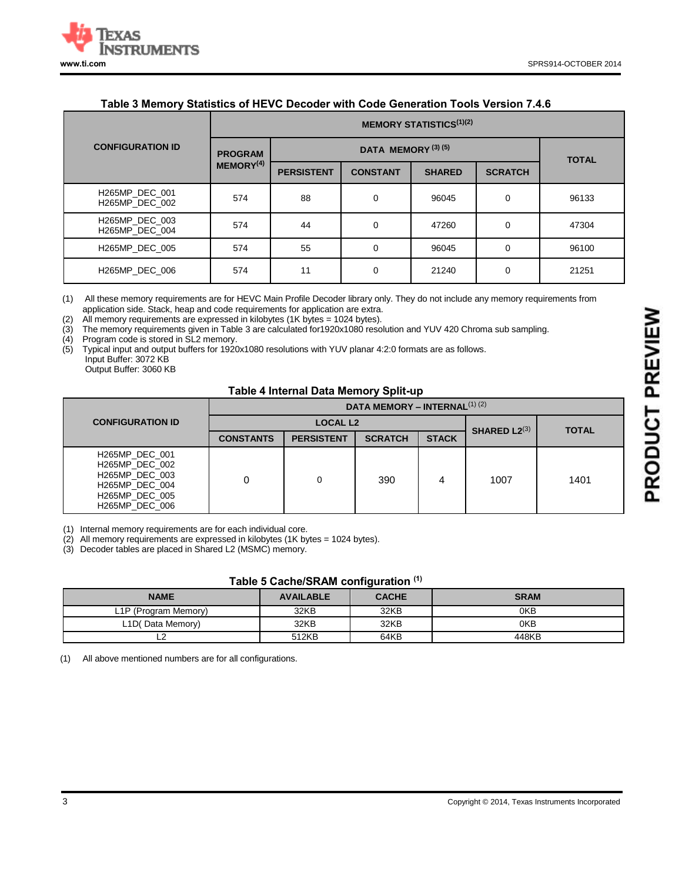**Table 3 Memory Statistics of HEVC Decoder with Code Generation Tools Version 7.4.6**

| CONFIGURATION ID | MEMORY STATISTICS(1)(2) | | | | | |
|---|---|---|---|---|---|---|
| | PROGRAM MEMORY(4) | DATA MEMORY (3) (5) | | | | TOTAL |
| | | PERSISTENT | CONSTANT | SHARED | SCRATCH | |
| H265MP_DEC_001 H265MP_DEC_002 | 574 | 88 | 0 | 96045 | 0 | 96133 |
| H265MP_DEC_003 H265MP_DEC_004 | 574 | 44 | 0 | 47260 | 0 | 47304 |
| H265MP_DEC_005 | 574 | 55 | 0 | 96045 | 0 | 96100 |
| H265MP_DEC_006 | 574 | 11 | 0 | 21240 | 0 | 21251 |

(1) All these memory requirements are for HEVC Main Profile Decoder library only. They do not include any memory requirements from application side. Stack, heap and code requirements for application are extra.
(2) All memory requirements are expressed in kilobytes (1K bytes = 1024 bytes).
(3) The memory requirements given in Table 3 are calculated for1920x1080 resolution and YUV 420 Chroma sub sampling.
(4) Program code is stored in SL2 memory.
(5) Typical input and output buffers for 1920x1080 resolutions with YUV planar 4:2:0 formats are as follows.
Input Buffer: 3072 KB
Output Buffer: 3060 KB

**Table 4 Internal Data Memory Split-up**

| CONFIGURATION ID | DATA MEMORY – INTERNAL(1) (2) | | | | | |
|---|---|---|---|---|---|---|
| | LOCAL L2 | | | | SHARED L2(3) | TOTAL |
| | CONSTANTS | PERSISTENT | SCRATCH | STACK | | |
| H265MP_DEC_001 H265MP_DEC_002 H265MP_DEC_003 H265MP_DEC_004 H265MP_DEC_005 H265MP_DEC_006 | 0 | 0 | 390 | 4 | 1007 | 1401 |

(1) Internal memory requirements are for each individual core.
(2) All memory requirements are expressed in kilobytes (1K bytes = 1024 bytes).
(3) Decoder tables are placed in Shared L2 (MSMC) memory.

**Table 5 Cache/SRAM configuration (1)**

| NAME | AVAILABLE | CACHE | SRAM |
|---|---|---|---|
| L1P (Program Memory) | 32KB | 32KB | 0KB |
| L1D( Data Memory) | 32KB | 32KB | 0KB |
| L2 | 512KB | 64KB | 448KB |

(1) All above mentioned numbers are for all configurations.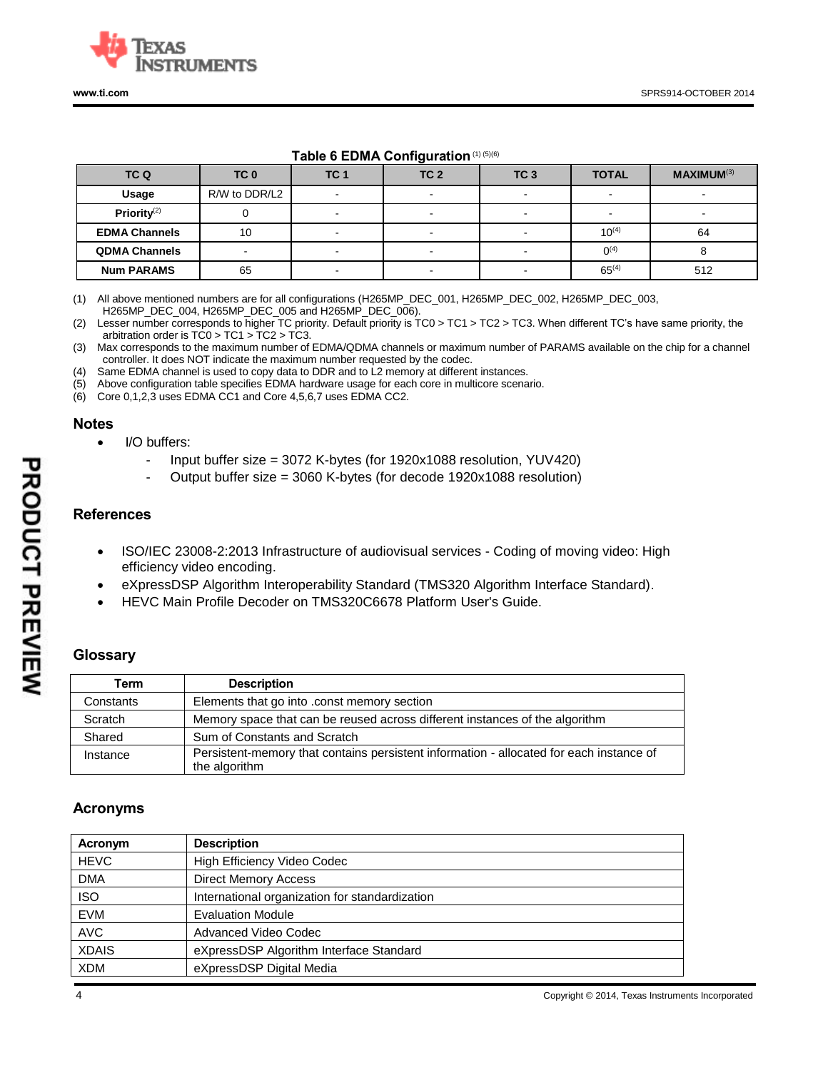**Table 6 EDMA Configuration** [1] [5][6]

| TC Q | TC 0 | TC 1 | TC 2 | TC 3 | TOTAL | MAXIMUM[3] |
|---|---|---|---|---|---|---|
| **Usage** | R/W to DDR/L2 | - | - | - | - | - |
| **Priority**[2] | 0 | - | - | - | - | - |
| **EDMA Channels** | 10 | - | - | - | 10[4] | 64 |
| **QDMA Channels** | - | - | - | - | 0[4] | 8 |
| **Num PARAMS** | 65 | - | - | - | 65[4] | 512 |

(1) All above mentioned numbers are for all configurations (H265MP_DEC_001, H265MP_DEC_002, H265MP_DEC_003, H265MP_DEC_004, H265MP_DEC_005 and H265MP_DEC_006).
(2) Lesser number corresponds to higher TC priority. Default priority is TC0 > TC1 > TC2 > TC3. When different TC's have same priority, the arbitration order is TC0 > TC1 > TC2 > TC3.
(3) Max corresponds to the maximum number of EDMA/QDMA channels or maximum number of PARAMS available on the chip for a channel controller. It does NOT indicate the maximum number requested by the codec.
(4) Same EDMA channel is used to copy data to DDR and to L2 memory at different instances.
(5) Above configuration table specifies EDMA hardware usage for each core in multicore scenario.
(6) Core 0,1,2,3 uses EDMA CC1 and Core 4,5,6,7 uses EDMA CC2.

## Notes

- I/O buffers:
  - Input buffer size = 3072 K-bytes (for 1920x1088 resolution, YUV420)
  - Output buffer size = 3060 K-bytes (for decode 1920x1088 resolution)

## References

- ISO/IEC 23008-2:2013 Infrastructure of audiovisual services - Coding of moving video: High efficiency video encoding.
- eXpressDSP Algorithm Interoperability Standard (TMS320 Algorithm Interface Standard).
- HEVC Main Profile Decoder on TMS320C6678 Platform User's Guide.

## Glossary

| Term | Description |
|---|---|
| Constants | Elements that go into .const memory section |
| Scratch | Memory space that can be reused across different instances of the algorithm |
| Shared | Sum of Constants and Scratch |
| Instance | Persistent-memory that contains persistent information - allocated for each instance of the algorithm |

## Acronyms

| Acronym | Description |
|---|---|
| HEVC | High Efficiency Video Codec |
| DMA | Direct Memory Access |
| ISO | International organization for standardization |
| EVM | Evaluation Module |
| AVC | Advanced Video Codec |
| XDAIS | eXpressDSP Algorithm Interface Standard |
| XDM | eXpressDSP Digital Media |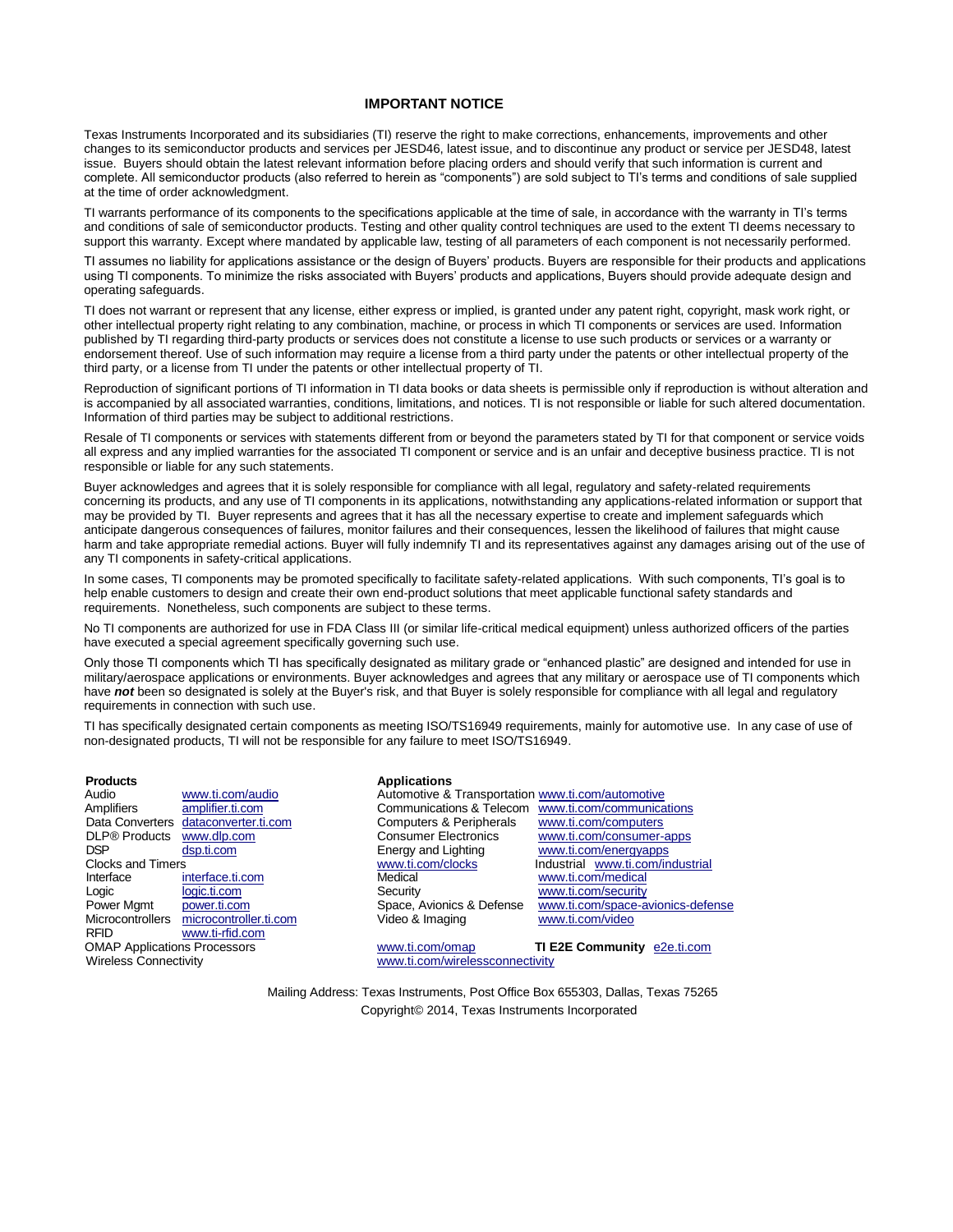# IMPORTANT NOTICE

Texas Instruments Incorporated and its subsidiaries (TI) reserve the right to make corrections, enhancements, improvements and other changes to its semiconductor products and services per JESD46, latest issue, and to discontinue any product or service per JESD48, latest issue. Buyers should obtain the latest relevant information before placing orders and should verify that such information is current and complete. All semiconductor products (also referred to herein as “components”) are sold subject to TI’s terms and conditions of sale supplied at the time of order acknowledgment.

TI warrants performance of its components to the specifications applicable at the time of sale, in accordance with the warranty in TI’s terms and conditions of sale of semiconductor products. Testing and other quality control techniques are used to the extent TI deems necessary to support this warranty. Except where mandated by applicable law, testing of all parameters of each component is not necessarily performed.

TI assumes no liability for applications assistance or the design of Buyers’ products. Buyers are responsible for their products and applications using TI components. To minimize the risks associated with Buyers’ products and applications, Buyers should provide adequate design and operating safeguards.

TI does not warrant or represent that any license, either express or implied, is granted under any patent right, copyright, mask work right, or other intellectual property right relating to any combination, machine, or process in which TI components or services are used. Information published by TI regarding third-party products or services does not constitute a license to use such products or services or a warranty or endorsement thereof. Use of such information may require a license from a third party under the patents or other intellectual property of the third party, or a license from TI under the patents or other intellectual property of TI.

Reproduction of significant portions of TI information in TI data books or data sheets is permissible only if reproduction is without alteration and is accompanied by all associated warranties, conditions, limitations, and notices. TI is not responsible or liable for such altered documentation. Information of third parties may be subject to additional restrictions.

Resale of TI components or services with statements different from or beyond the parameters stated by TI for that component or service voids all express and any implied warranties for the associated TI component or service and is an unfair and deceptive business practice. TI is not responsible or liable for any such statements.

Buyer acknowledges and agrees that it is solely responsible for compliance with all legal, regulatory and safety-related requirements concerning its products, and any use of TI components in its applications, notwithstanding any applications-related information or support that may be provided by TI. Buyer represents and agrees that it has all the necessary expertise to create and implement safeguards which anticipate dangerous consequences of failures, monitor failures and their consequences, lessen the likelihood of failures that might cause harm and take appropriate remedial actions. Buyer will fully indemnify TI and its representatives against any damages arising out of the use of any TI components in safety-critical applications.

In some cases, TI components may be promoted specifically to facilitate safety-related applications. With such components, TI’s goal is to help enable customers to design and create their own end-product solutions that meet applicable functional safety standards and requirements. Nonetheless, such components are subject to these terms.

No TI components are authorized for use in FDA Class III (or similar life-critical medical equipment) unless authorized officers of the parties have executed a special agreement specifically governing such use.

Only those TI components which TI has specifically designated as military grade or “enhanced plastic” are designed and intended for use in military/aerospace applications or environments. Buyer acknowledges and agrees that any military or aerospace use of TI components which have ***not*** been so designated is solely at the Buyer's risk, and that Buyer is solely responsible for compliance with all legal and regulatory requirements in connection with such use.

TI has specifically designated certain components as meeting ISO/TS16949 requirements, mainly for automotive use. In any case of use of non-designated products, TI will not be responsible for any failure to meet ISO/TS16949.

| **Products** | | **Applications** | |
|---|---|---|---|
| Audio | www.ti.com/audio | Automotive & Transportation | www.ti.com/automotive |
| Amplifiers | amplifier.ti.com | Communications & Telecom | www.ti.com/communications |
| Data Converters | dataconverter.ti.com | Computers & Peripherals | www.ti.com/computers |
| DLP® Products | www.dlp.com | Consumer Electronics | www.ti.com/consumer-apps |
| DSP | dsp.ti.com | Energy and Lighting | www.ti.com/energyapps |
| Clocks and Timers | www.ti.com/clocks | Industrial | www.ti.com/industrial |
| Interface | interface.ti.com | Medical | www.ti.com/medical |
| Logic | logic.ti.com | Security | www.ti.com/security |
| Power Mgmt | power.ti.com | Space, Avionics & Defense | www.ti.com/space-avionics-defense |
| Microcontrollers | microcontroller.ti.com | Video & Imaging | www.ti.com/video |
| RFID | www.ti-rfid.com | | |
| OMAP Applications Processors | www.ti.com/omap | **TI E2E Community** | e2e.ti.com |
| Wireless Connectivity | www.ti.com/wirelessconnectivity | | |

Mailing Address: Texas Instruments, Post Office Box 655303, Dallas, Texas 75265
Copyright© 2014, Texas Instruments Incorporated